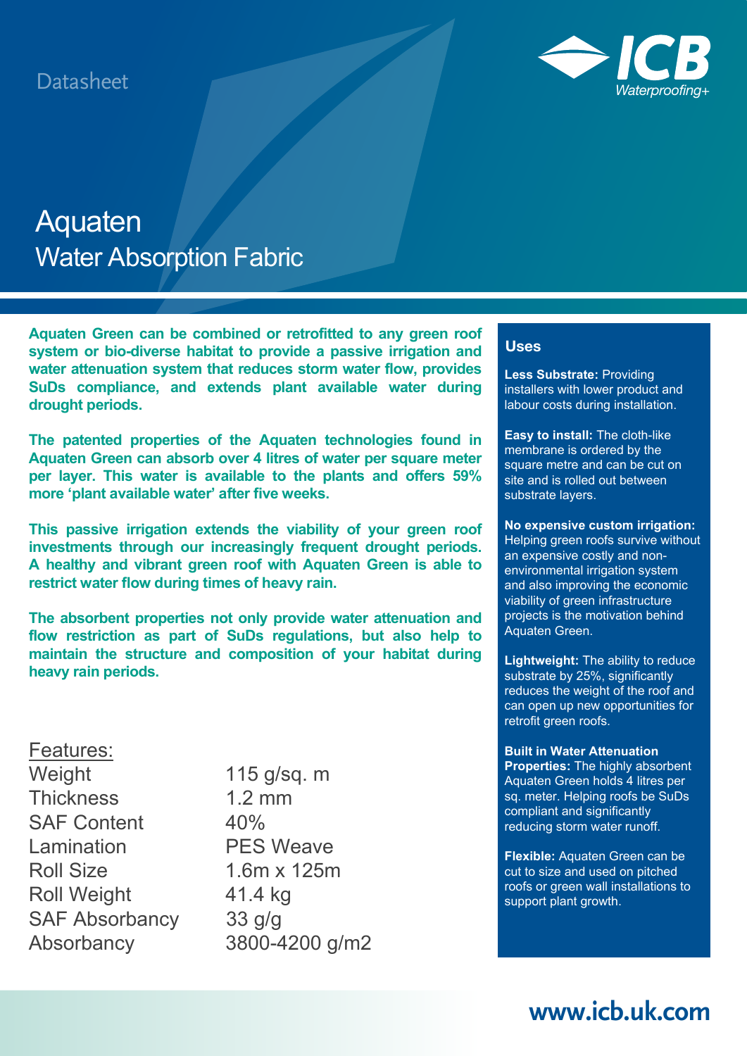Datasheet

# Aquaten
## Water Absorption Fabric

**Aquaten Green can be combined or retrofitted to any green roof system or bio-diverse habitat to provide a passive irrigation and water attenuation system that reduces storm water flow, provides SuDs compliance, and extends plant available water during drought periods.**

**The patented properties of the Aquaten technologies found in Aquaten Green can absorb over 4 litres of water per square meter per layer. This water is available to the plants and offers 59% more 'plant available water' after five weeks.**

**This passive irrigation extends the viability of your green roof investments through our increasingly frequent drought periods. A healthy and vibrant green roof with Aquaten Green is able to restrict water flow during times of heavy rain.**

**The absorbent properties not only provide water attenuation and flow restriction as part of SuDs regulations, but also help to maintain the structure and composition of your habitat during heavy rain periods.**

### Features:

| | |
|---|---|
| Weight | 115 g/sq. m |
| Thickness | 1.2 mm |
| SAF Content | 40% |
| Lamination | PES Weave |
| Roll Size | 1.6m x 125m |
| Roll Weight | 41.4 kg |
| SAF Absorbancy | 33 g/g |
| Absorbancy | 3800-4200 g/m2 |

### Uses

**Less Substrate:** Providing installers with lower product and labour costs during installation.

**Easy to install:** The cloth-like membrane is ordered by the square metre and can be cut on site and is rolled out between substrate layers.

**No expensive custom irrigation:** Helping green roofs survive without an expensive costly and non-environmental irrigation system and also improving the economic viability of green infrastructure projects is the motivation behind Aquaten Green.

**Lightweight:** The ability to reduce substrate by 25%, significantly reduces the weight of the roof and can open up new opportunities for retrofit green roofs.

**Built in Water Attenuation Properties:** The highly absorbent Aquaten Green holds 4 litres per sq. meter. Helping roofs be SuDs compliant and significantly reducing storm water runoff.

**Flexible:** Aquaten Green can be cut to size and used on pitched roofs or green wall installations to support plant growth.

www.icb.uk.com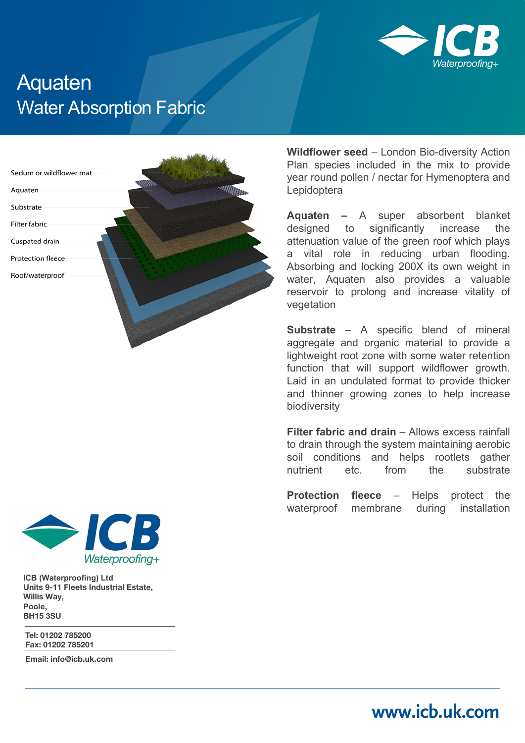# Aquaten

## Water Absorption Fabric

Sedum or wildflower mat

Aquaten

Substrate

Filter fabric

Cuspated drain

Protection fleece

Roof/waterproof

**Wildflower seed** – London Bio-diversity Action Plan species included in the mix to provide year round pollen / nectar for Hymenoptera and Lepidoptera

**Aquaten** – A super absorbent blanket designed to significantly increase the attenuation value of the green roof which plays a vital role in reducing urban flooding. Absorbing and locking 200X its own weight in water, Aquaten also provides a valuable reservoir to prolong and increase vitality of vegetation

**Substrate** – A specific blend of mineral aggregate and organic material to provide a lightweight root zone with some water retention function that will support wildflower growth. Laid in an undulated format to provide thicker and thinner growing zones to help increase biodiversity

**Filter fabric and drain** – Allows excess rainfall to drain through the system maintaining aerobic soil conditions and helps rootlets gather nutrient etc. from the substrate

**Protection fleece** – Helps protect the waterproof membrane during installation

ICB Waterproofing+

**ICB (Waterproofing) Ltd**
**Units 9-11 Fleets Industrial Estate,**
**Willis Way,**
**Poole,**
**BH15 3SU**

**Tel: 01202 785200**
**Fax: 01202 785201**

**Email: info@icb.uk.com**

**www.icb.uk.com**